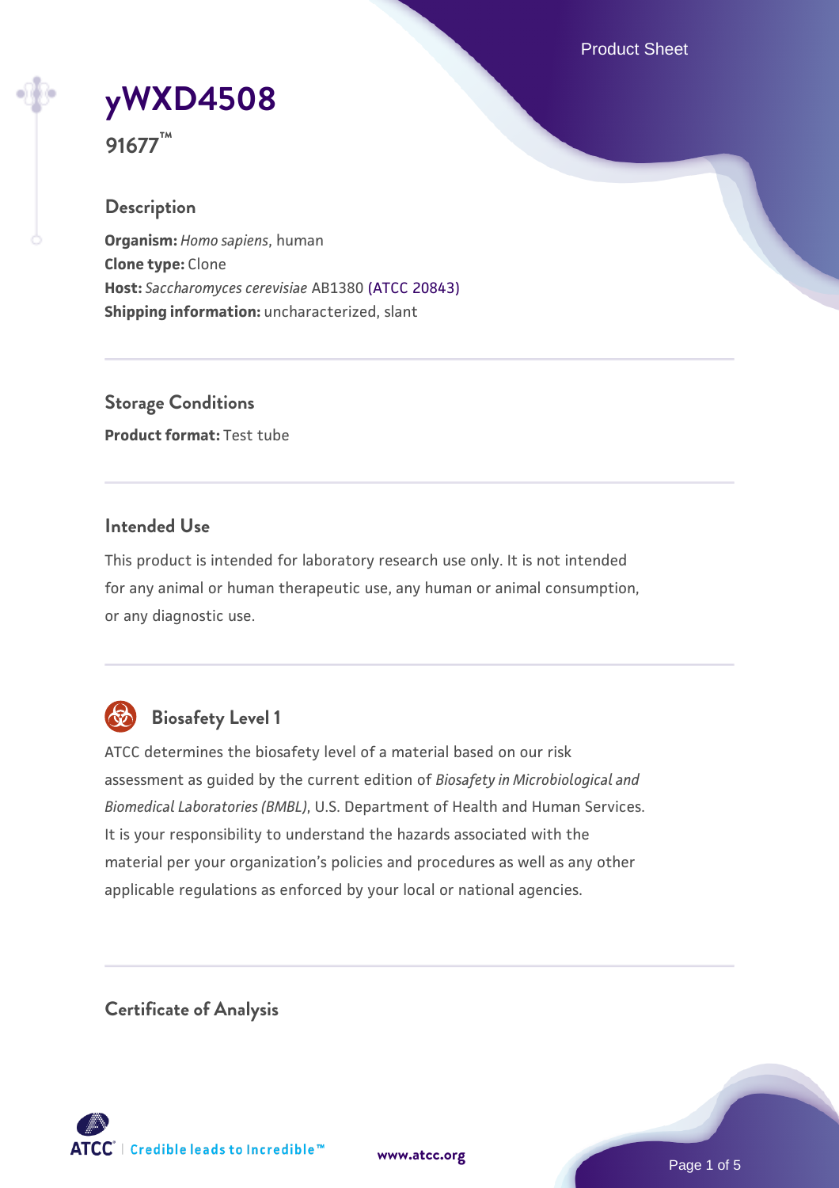# yWXD4508

**91677™**

## Description

**Organism:** *Homo sapiens*, human
**Clone type:** Clone
**Host:** *Saccharomyces cerevisiae* AB1380 (ATCC 20843)
**Shipping information:** uncharacterized, slant

## Storage Conditions

**Product format:** Test tube

## Intended Use

This product is intended for laboratory research use only. It is not intended for any animal or human therapeutic use, any human or animal consumption, or any diagnostic use.

## Biosafety Level 1

ATCC determines the biosafety level of a material based on our risk assessment as guided by the current edition of *Biosafety in Microbiological and Biomedical Laboratories (BMBL)*, U.S. Department of Health and Human Services. It is your responsibility to understand the hazards associated with the material per your organization's policies and procedures as well as any other applicable regulations as enforced by your local or national agencies.

## Certificate of Analysis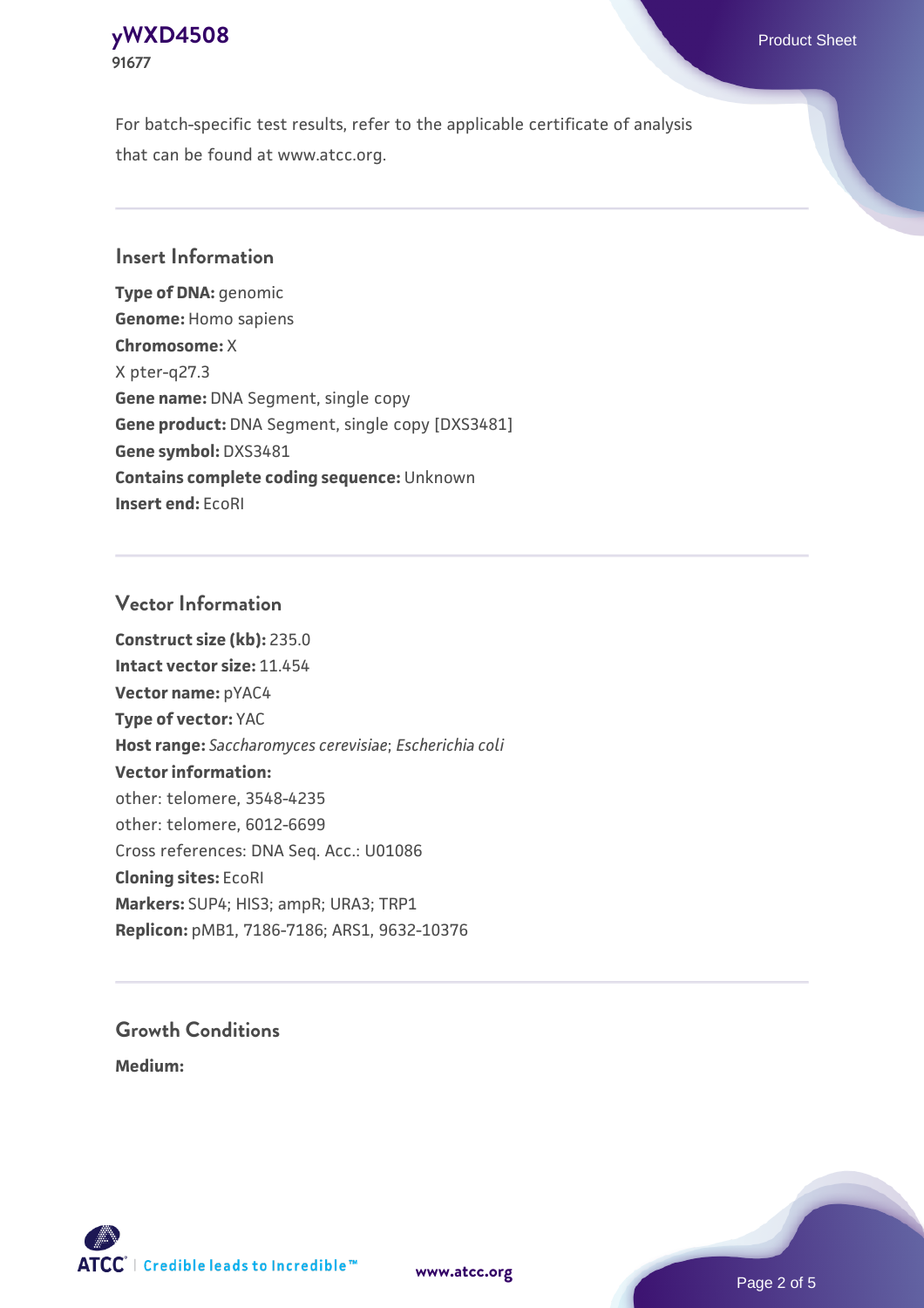For batch-specific test results, refer to the applicable certificate of analysis that can be found at www.atcc.org.

## Insert Information

**Type of DNA:** genomic
**Genome:** Homo sapiens
**Chromosome:** X
X pter-q27.3
**Gene name:** DNA Segment, single copy
**Gene product:** DNA Segment, single copy [DXS3481]
**Gene symbol:** DXS3481
**Contains complete coding sequence:** Unknown
**Insert end:** EcoRI

## Vector Information

**Construct size (kb):** 235.0
**Intact vector size:** 11.454
**Vector name:** pYAC4
**Type of vector:** YAC
**Host range:** *Saccharomyces cerevisiae*; *Escherichia coli*
**Vector information:**
other: telomere, 3548-4235
other: telomere, 6012-6699
Cross references: DNA Seq. Acc.: U01086
**Cloning sites:** EcoRI
**Markers:** SUP4; HIS3; ampR; URA3; TRP1
**Replicon:** pMB1, 7186-7186; ARS1, 9632-10376

## Growth Conditions

**Medium:**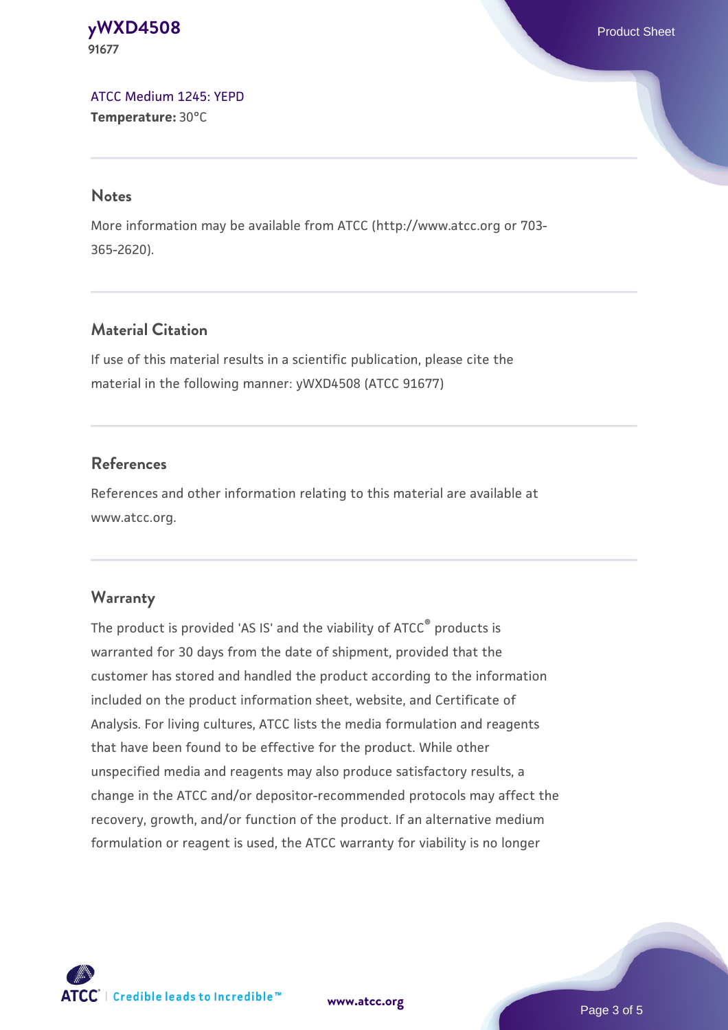ATCC Medium 1245: YEPD
**Temperature:** 30°C

## Notes

More information may be available from ATCC (http://www.atcc.org or 703-365-2620).

## Material Citation

If use of this material results in a scientific publication, please cite the material in the following manner: yWXD4508 (ATCC 91677)

## References

References and other information relating to this material are available at www.atcc.org.

## Warranty

The product is provided 'AS IS' and the viability of ATCC® products is warranted for 30 days from the date of shipment, provided that the customer has stored and handled the product according to the information included on the product information sheet, website, and Certificate of Analysis. For living cultures, ATCC lists the media formulation and reagents that have been found to be effective for the product. While other unspecified media and reagents may also produce satisfactory results, a change in the ATCC and/or depositor-recommended protocols may affect the recovery, growth, and/or function of the product. If an alternative medium formulation or reagent is used, the ATCC warranty for viability is no longer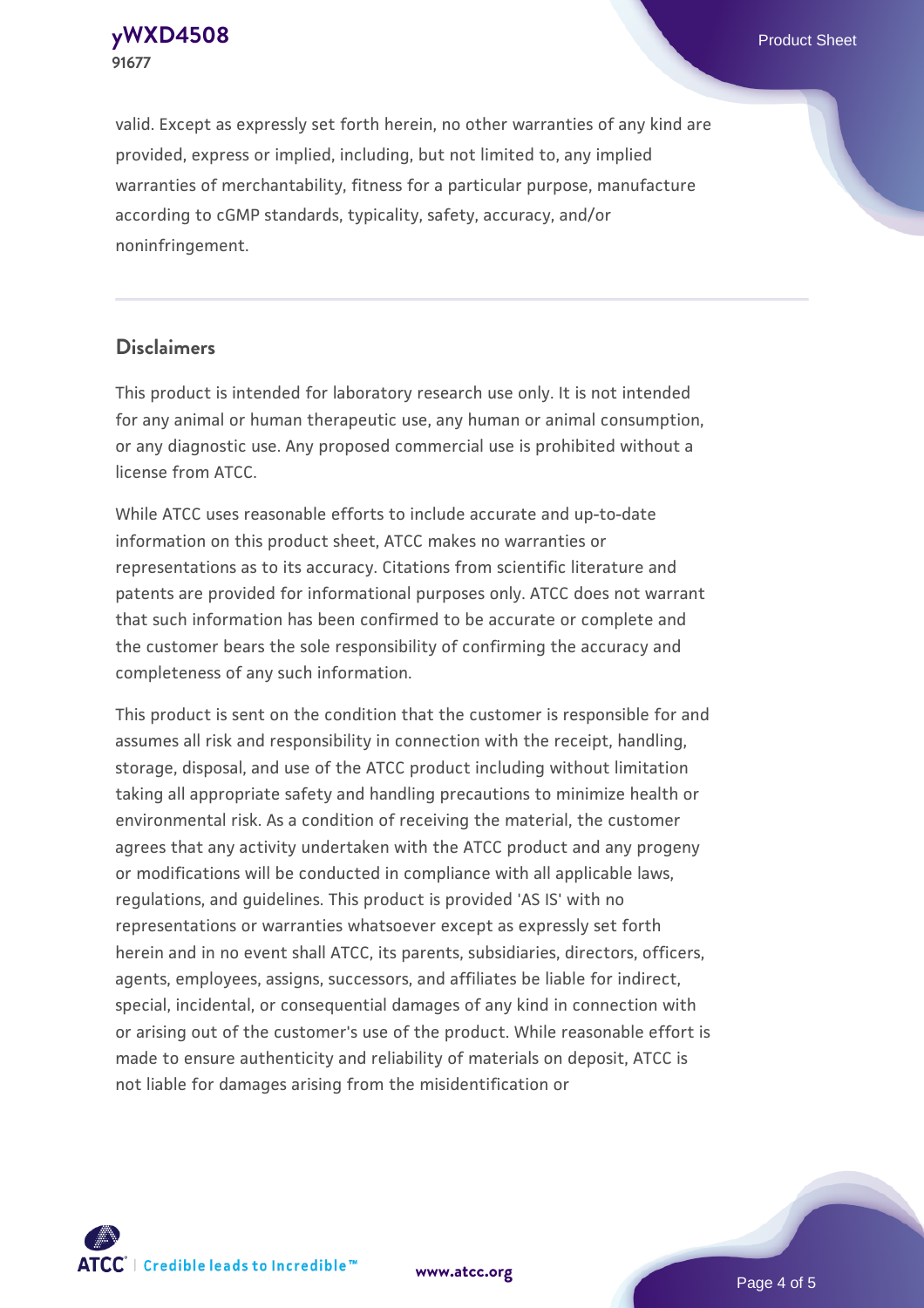valid. Except as expressly set forth herein, no other warranties of any kind are provided, express or implied, including, but not limited to, any implied warranties of merchantability, fitness for a particular purpose, manufacture according to cGMP standards, typicality, safety, accuracy, and/or noninfringement.

## Disclaimers

This product is intended for laboratory research use only. It is not intended for any animal or human therapeutic use, any human or animal consumption, or any diagnostic use. Any proposed commercial use is prohibited without a license from ATCC.

While ATCC uses reasonable efforts to include accurate and up-to-date information on this product sheet, ATCC makes no warranties or representations as to its accuracy. Citations from scientific literature and patents are provided for informational purposes only. ATCC does not warrant that such information has been confirmed to be accurate or complete and the customer bears the sole responsibility of confirming the accuracy and completeness of any such information.

This product is sent on the condition that the customer is responsible for and assumes all risk and responsibility in connection with the receipt, handling, storage, disposal, and use of the ATCC product including without limitation taking all appropriate safety and handling precautions to minimize health or environmental risk. As a condition of receiving the material, the customer agrees that any activity undertaken with the ATCC product and any progeny or modifications will be conducted in compliance with all applicable laws, regulations, and guidelines. This product is provided 'AS IS' with no representations or warranties whatsoever except as expressly set forth herein and in no event shall ATCC, its parents, subsidiaries, directors, officers, agents, employees, assigns, successors, and affiliates be liable for indirect, special, incidental, or consequential damages of any kind in connection with or arising out of the customer's use of the product. While reasonable effort is made to ensure authenticity and reliability of materials on deposit, ATCC is not liable for damages arising from the misidentification or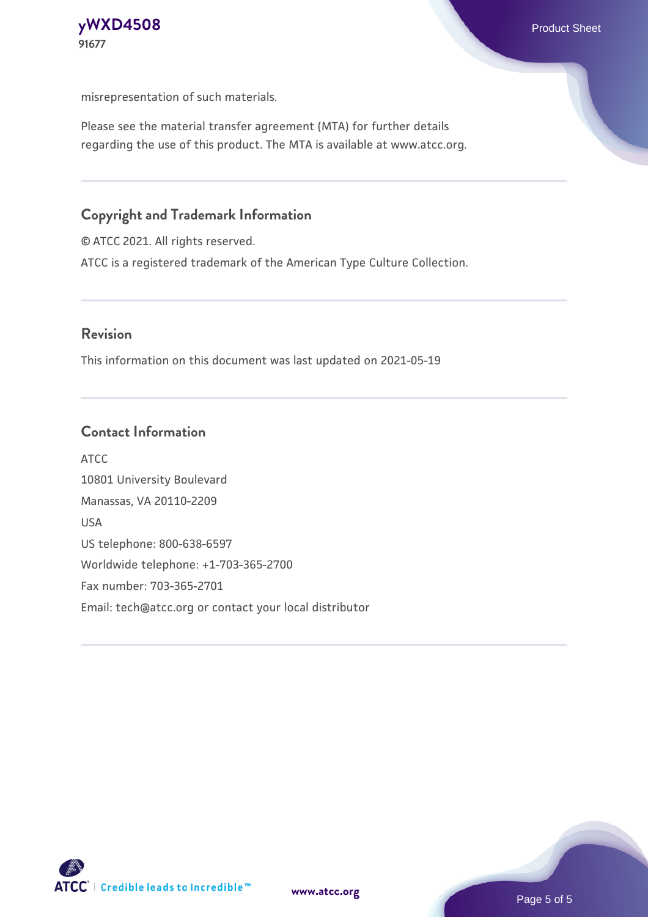misrepresentation of such materials.

Please see the material transfer agreement (MTA) for further details regarding the use of this product. The MTA is available at www.atcc.org.

## Copyright and Trademark Information

© ATCC 2021. All rights reserved.

ATCC is a registered trademark of the American Type Culture Collection.

## Revision

This information on this document was last updated on 2021-05-19

## Contact Information

ATCC
10801 University Boulevard
Manassas, VA 20110-2209
USA
US telephone: 800-638-6597
Worldwide telephone: +1-703-365-2700
Fax number: 703-365-2701
Email: tech@atcc.org or contact your local distributor